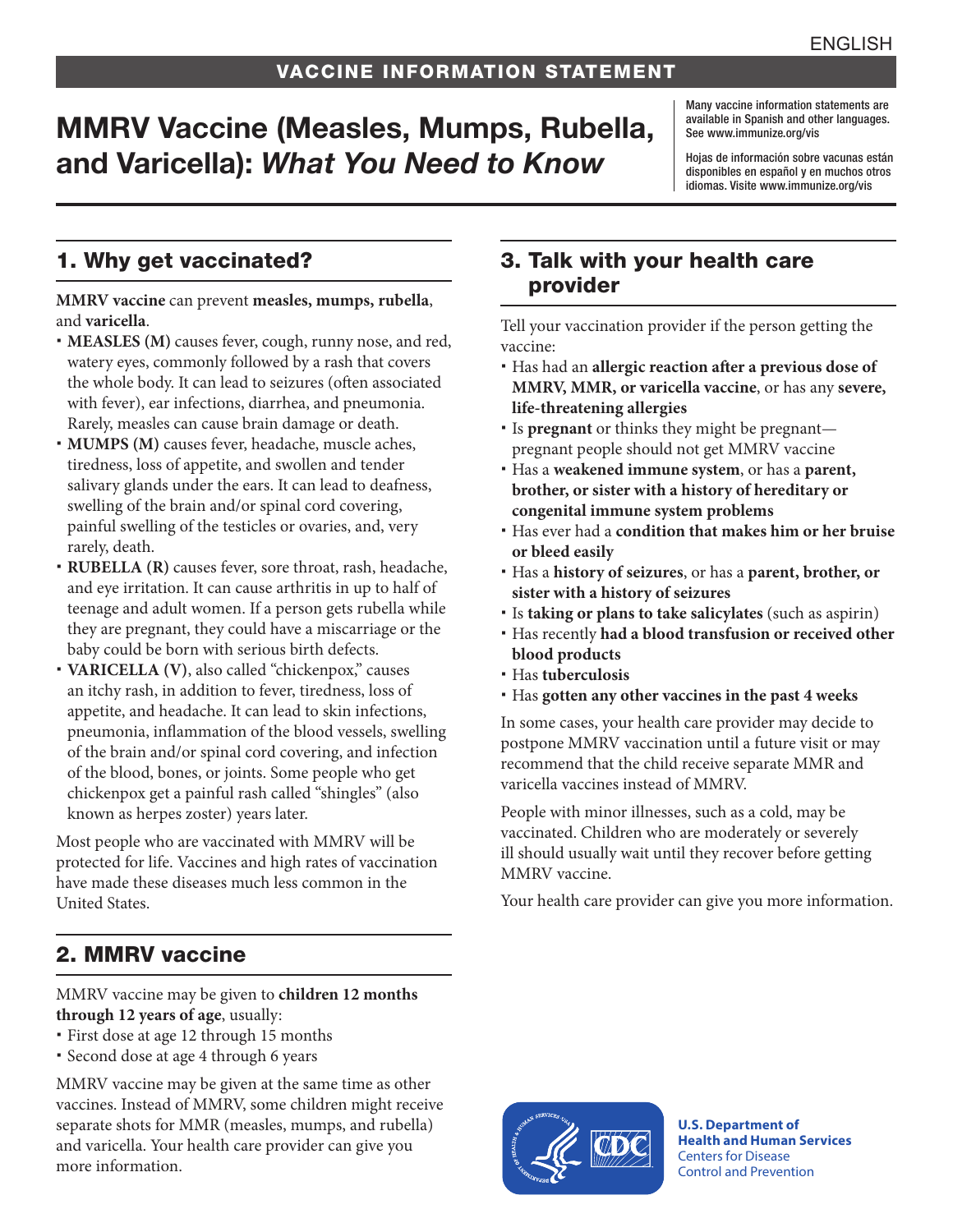ENGLISH

VACCINE INFORMATION STATEMENT

# MMRV Vaccine (Measles, Mumps, Rubella, and Varicella): *What You Need to Know*

Many vaccine information statements are available in Spanish and other languages. See www.immunize.org/vis

Hojas de información sobre vacunas están disponibles en español y en muchos otros idiomas. Visite www.immunize.org/vis

## 1. Why get vaccinated?

**MMRV vaccine** can prevent **measles, mumps, rubella**, and **varicella**.

- **MEASLES (M)** causes fever, cough, runny nose, and red, watery eyes, commonly followed by a rash that covers the whole body. It can lead to seizures (often associated with fever), ear infections, diarrhea, and pneumonia. Rarely, measles can cause brain damage or death.
- **MUMPS (M)** causes fever, headache, muscle aches, tiredness, loss of appetite, and swollen and tender salivary glands under the ears. It can lead to deafness, swelling of the brain and/or spinal cord covering, painful swelling of the testicles or ovaries, and, very rarely, death.
- **RUBELLA (R)** causes fever, sore throat, rash, headache, and eye irritation. It can cause arthritis in up to half of teenage and adult women. If a person gets rubella while they are pregnant, they could have a miscarriage or the baby could be born with serious birth defects.
- **VARICELLA (V)**, also called "chickenpox," causes an itchy rash, in addition to fever, tiredness, loss of appetite, and headache. It can lead to skin infections, pneumonia, inflammation of the blood vessels, swelling of the brain and/or spinal cord covering, and infection of the blood, bones, or joints. Some people who get chickenpox get a painful rash called "shingles" (also known as herpes zoster) years later.

Most people who are vaccinated with MMRV will be protected for life. Vaccines and high rates of vaccination have made these diseases much less common in the United States.

## 2. MMRV vaccine

MMRV vaccine may be given to **children 12 months through 12 years of age**, usually:

- First dose at age 12 through 15 months
- Second dose at age 4 through 6 years

MMRV vaccine may be given at the same time as other vaccines. Instead of MMRV, some children might receive separate shots for MMR (measles, mumps, and rubella) and varicella. Your health care provider can give you more information.

## 3. Talk with your health care provider

Tell your vaccination provider if the person getting the vaccine:

- Has had an **allergic reaction after a previous dose of MMRV, MMR, or varicella vaccine**, or has any **severe, life-threatening allergies**
- Is **pregnant** or thinks they might be pregnant—pregnant people should not get MMRV vaccine
- Has a **weakened immune system**, or has a **parent, brother, or sister with a history of hereditary or congenital immune system problems**
- Has ever had a **condition that makes him or her bruise or bleed easily**
- Has a **history of seizures**, or has a **parent, brother, or sister with a history of seizures**
- Is **taking or plans to take salicylates** (such as aspirin)
- Has recently **had a blood transfusion or received other blood products**
- Has **tuberculosis**
- Has **gotten any other vaccines in the past 4 weeks**

In some cases, your health care provider may decide to postpone MMRV vaccination until a future visit or may recommend that the child receive separate MMR and varicella vaccines instead of MMRV.

People with minor illnesses, such as a cold, may be vaccinated. Children who are moderately or severely ill should usually wait until they recover before getting MMRV vaccine.

Your health care provider can give you more information.

**U.S. Department of Health and Human Services**
Centers for Disease Control and Prevention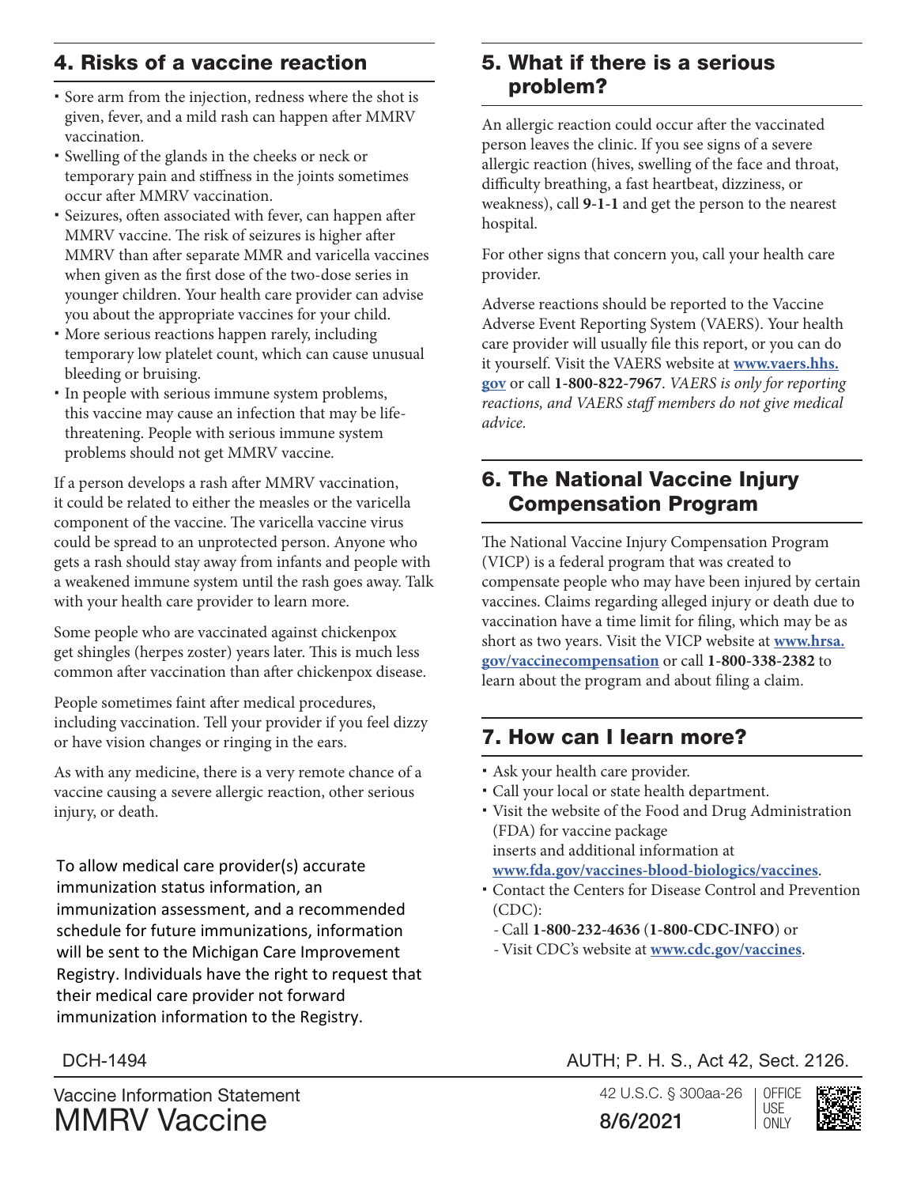## 4. Risks of a vaccine reaction

- Sore arm from the injection, redness where the shot is given, fever, and a mild rash can happen after MMRV vaccination.
- Swelling of the glands in the cheeks or neck or temporary pain and stiffness in the joints sometimes occur after MMRV vaccination.
- Seizures, often associated with fever, can happen after MMRV vaccine. The risk of seizures is higher after MMRV than after separate MMR and varicella vaccines when given as the first dose of the two-dose series in younger children. Your health care provider can advise you about the appropriate vaccines for your child.
- More serious reactions happen rarely, including temporary low platelet count, which can cause unusual bleeding or bruising.
- In people with serious immune system problems, this vaccine may cause an infection that may be life-threatening. People with serious immune system problems should not get MMRV vaccine.

If a person develops a rash after MMRV vaccination, it could be related to either the measles or the varicella component of the vaccine. The varicella vaccine virus could be spread to an unprotected person. Anyone who gets a rash should stay away from infants and people with a weakened immune system until the rash goes away. Talk with your health care provider to learn more.

Some people who are vaccinated against chickenpox get shingles (herpes zoster) years later. This is much less common after vaccination than after chickenpox disease.

People sometimes faint after medical procedures, including vaccination. Tell your provider if you feel dizzy or have vision changes or ringing in the ears.

As with any medicine, there is a very remote chance of a vaccine causing a severe allergic reaction, other serious injury, or death.

To allow medical care provider(s) accurate immunization status information, an immunization assessment, and a recommended schedule for future immunizations, information will be sent to the Michigan Care Improvement Registry. Individuals have the right to request that their medical care provider not forward immunization information to the Registry.

## 5. What if there is a serious problem?

An allergic reaction could occur after the vaccinated person leaves the clinic. If you see signs of a severe allergic reaction (hives, swelling of the face and throat, difficulty breathing, a fast heartbeat, dizziness, or weakness), call **9-1-1** and get the person to the nearest hospital.

For other signs that concern you, call your health care provider.

Adverse reactions should be reported to the Vaccine Adverse Event Reporting System (VAERS). Your health care provider will usually file this report, or you can do it yourself. Visit the VAERS website at **www.vaers.hhs.gov** or call **1-800-822-7967**. *VAERS is only for reporting reactions, and VAERS staff members do not give medical advice.*

## 6. The National Vaccine Injury Compensation Program

The National Vaccine Injury Compensation Program (VICP) is a federal program that was created to compensate people who may have been injured by certain vaccines. Claims regarding alleged injury or death due to vaccination have a time limit for filing, which may be as short as two years. Visit the VICP website at **www.hrsa.gov/vaccinecompensation** or call **1-800-338-2382** to learn about the program and about filing a claim.

## 7. How can I learn more?

- Ask your health care provider.
- Call your local or state health department.
- Visit the website of the Food and Drug Administration (FDA) for vaccine package inserts and additional information at **www.fda.gov/vaccines-blood-biologics/vaccines**.
- Contact the Centers for Disease Control and Prevention (CDC):
  - Call **1-800-232-4636** (**1-800-CDC-INFO**) or
  - Visit CDC's website at **www.cdc.gov/vaccines**.

DCH-1494

AUTH; P. H. S., Act 42, Sect. 2126.

Vaccine Information Statement
MMRV Vaccine

42 U.S.C. § 300aa-26
**8/6/2021**

OFFICE USE ONLY